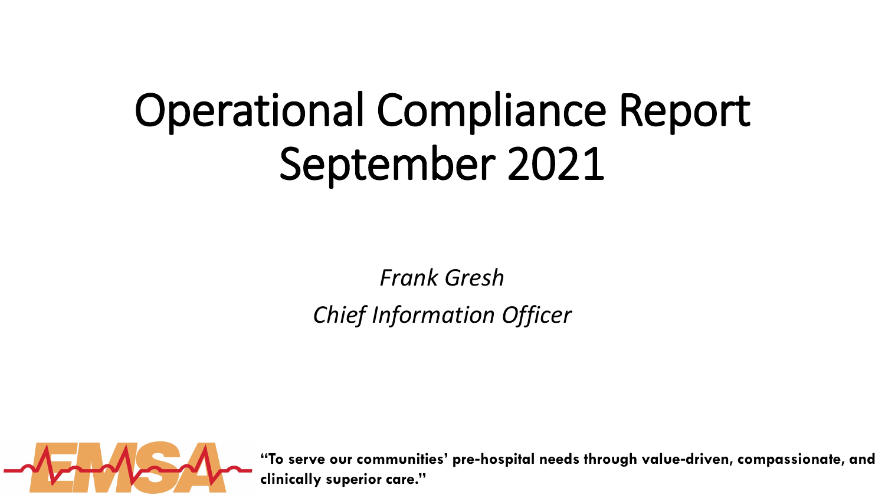# Operational Compliance Report September 2021

*Frank Gresh*

*Chief Information Officer*

EMSA

**"To serve our communities' pre-hospital needs through value-driven, compassionate, and clinically superior care."**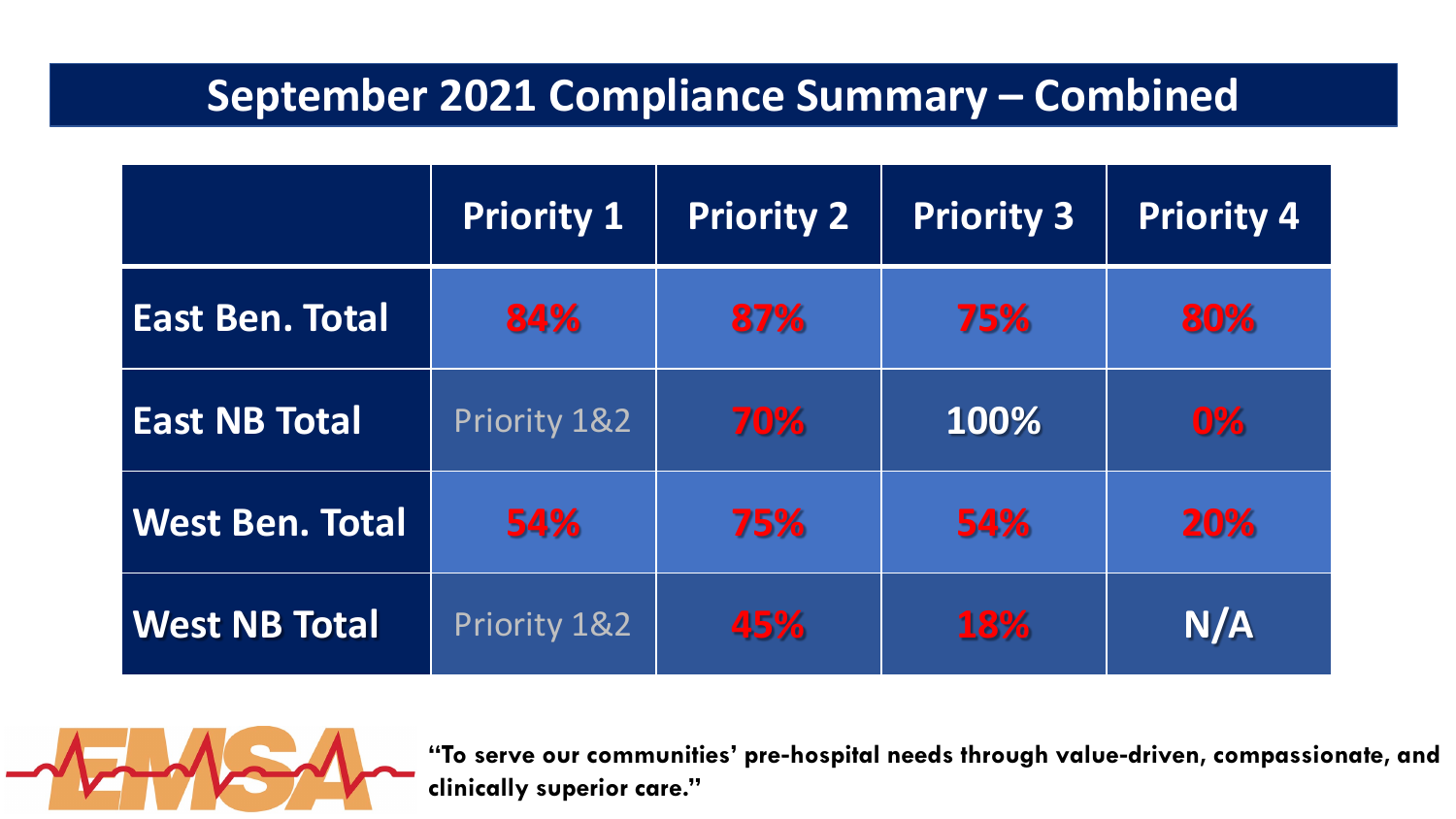# September 2021 Compliance Summary – Combined

| | Priority 1 | Priority 2 | Priority 3 | Priority 4 |
|---|---|---|---|---|
| East Ben. Total | 84% | 87% | 75% | 80% |
| East NB Total | Priority 1&2 | 70% | 100% | 0% |
| West Ben. Total | 54% | 75% | 54% | 20% |
| West NB Total | Priority 1&2 | 45% | 18% | N/A |

EMSA

**"To serve our communities' pre-hospital needs through value-driven, compassionate, and clinically superior care."**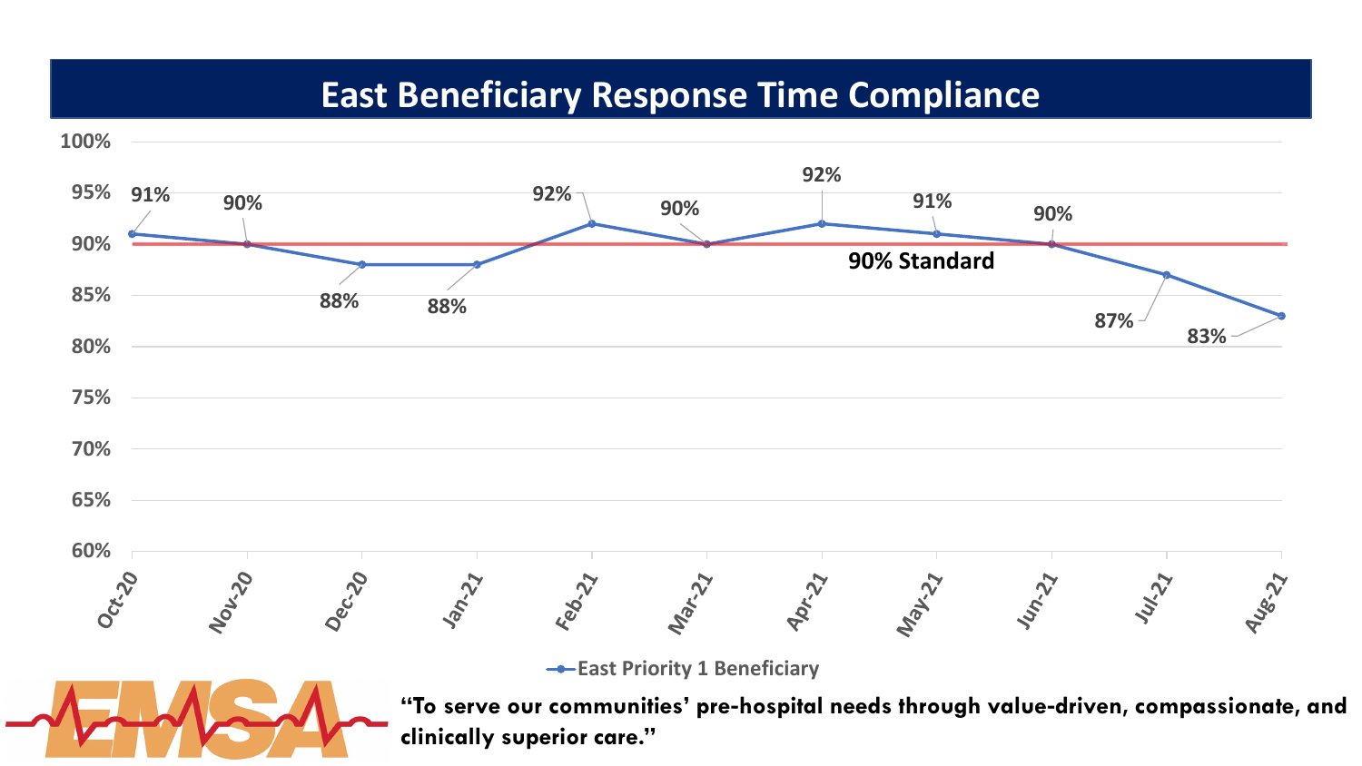# East Beneficiary Response Time Compliance

| Month | East Priority 1 Beneficiary |
|---|---|
| Oct-20 | 91% |
| Nov-20 | 90% |
| Dec-20 | 88% |
| Jan-21 | 88% |
| Feb-21 | 92% |
| Mar-21 | 90% |
| Apr-21 | 92% |
| May-21 | 91% |
| Jun-21 | 90% |
| Jul-21 | 87% |
| Aug-21 | 83% |

90% Standard

**"To serve our communities' pre-hospital needs through value-driven, compassionate, and clinically superior care."**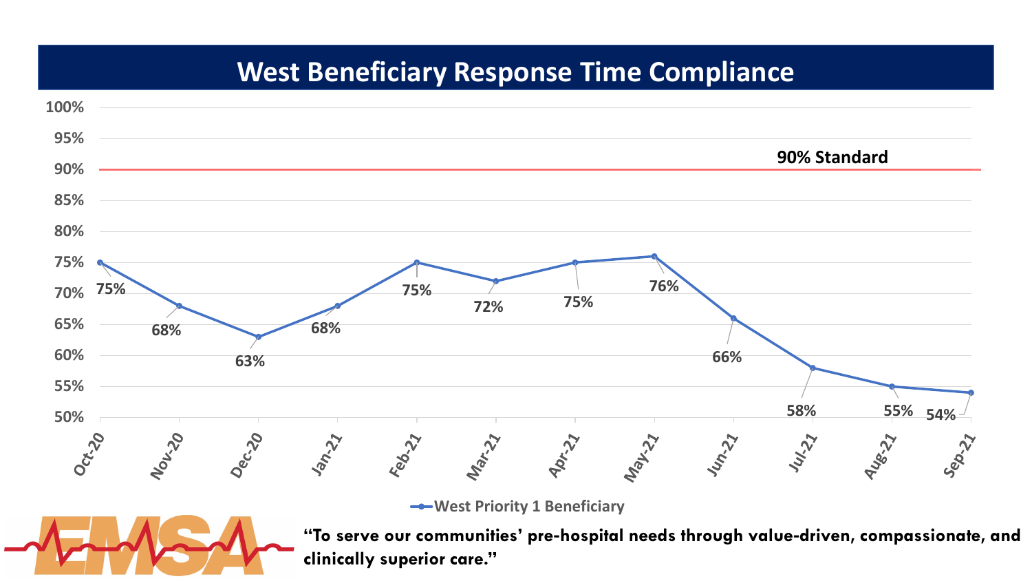# West Beneficiary Response Time Compliance

| Month | West Priority 1 Beneficiary |
|---|---|
| Oct-20 | 75% |
| Nov-20 | 68% |
| Dec-20 | 63% |
| Jan-21 | 68% |
| Feb-21 | 75% |
| Mar-21 | 72% |
| Apr-21 | 75% |
| May-21 | 76% |
| Jun-21 | 66% |
| Jul-21 | 58% |
| Aug-21 | 55% |
| Sep-21 | 54% |

90% Standard

EMSA

**"To serve our communities' pre-hospital needs through value-driven, compassionate, and clinically superior care."**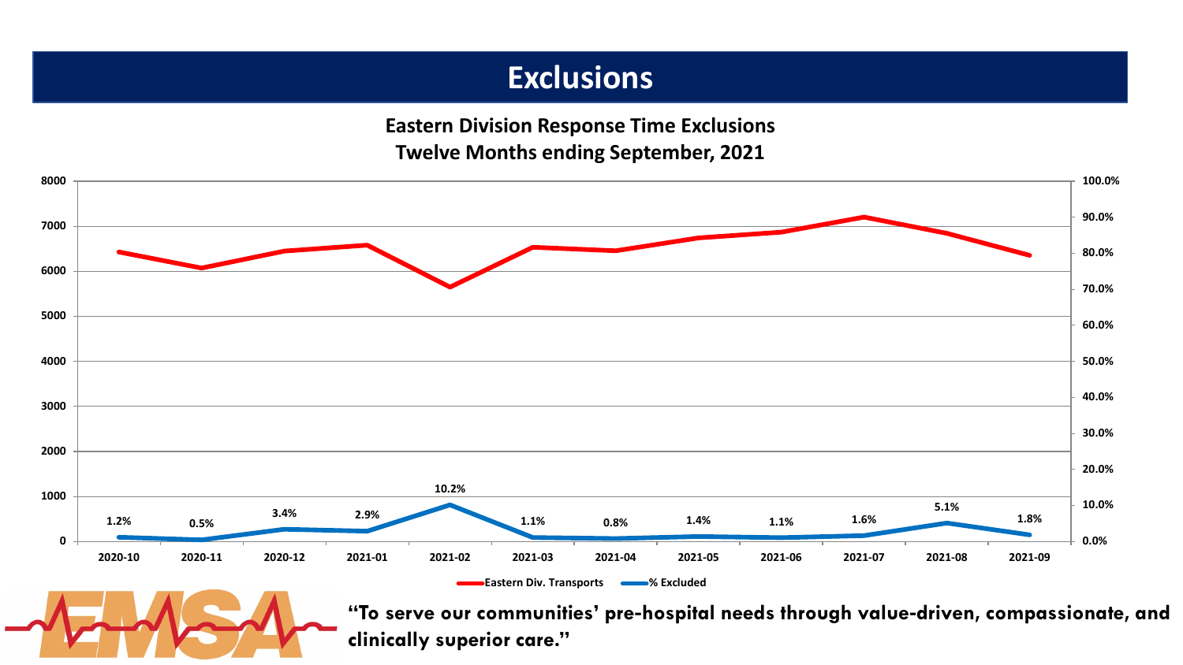# Exclusions

**Eastern Division Response Time Exclusions**
**Twelve Months ending September, 2021**

| Month | % Excluded |
|---|---|
| 2020-10 | 1.2% |
| 2020-11 | 0.5% |
| 2020-12 | 3.4% |
| 2021-01 | 2.9% |
| 2021-02 | 10.2% |
| 2021-03 | 1.1% |
| 2021-04 | 0.8% |
| 2021-05 | 1.4% |
| 2021-06 | 1.1% |
| 2021-07 | 1.6% |
| 2021-08 | 5.1% |
| 2021-09 | 1.8% |

Eastern Div. Transports — % Excluded

**"To serve our communities' pre-hospital needs through value-driven, compassionate, and clinically superior care."**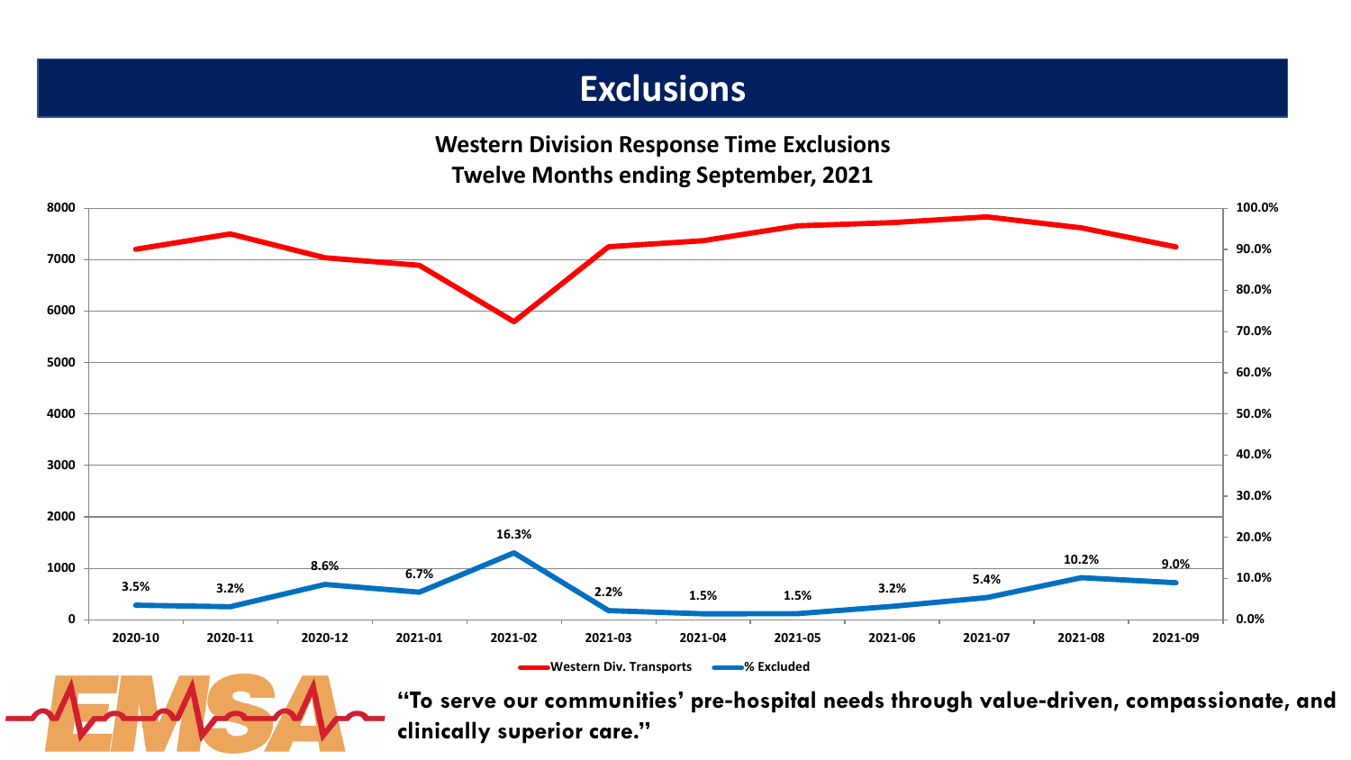# Exclusions

**Western Division Response Time Exclusions**
**Twelve Months ending September, 2021**

8000
7000
6000
5000
4000
3000
2000
1000
0

100.0%
90.0%
80.0%
70.0%
60.0%
50.0%
40.0%
30.0%
20.0%
10.0%
0.0%

3.5%
3.2%
8.6%
6.7%
16.3%
2.2%
1.5%
1.5%
3.2%
5.4%
10.2%
9.0%

2020-10
2020-11
2020-12
2021-01
2021-02
2021-03
2021-04
2021-05
2021-06
2021-07
2021-08
2021-09

Western Div. Transports
% Excluded

EMSA

**"To serve our communities' pre-hospital needs through value-driven, compassionate, and clinically superior care."**